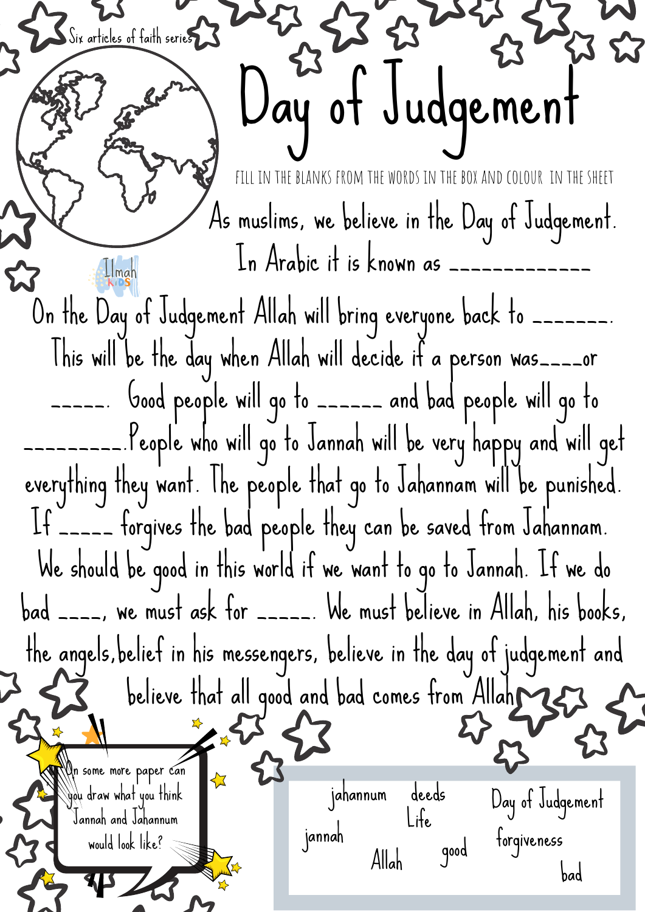Six articles of faith series

# Day of Judgement

FILL IN THE BLANKS FROM THE WORDS IN THE BOX AND COLOUR IN THE SHEET

As muslims, we believe in the Day of Judgement. In Arabic it is known as ____________

On the Day of Judgement Allah will bring everyone back to _______. This will be the day when Allah will decide if a person was____or _____. Good people will go to ______ and bad people will go to _________.People who will go to Jannah will be very happy and will get everything they want. The people that go to Jahannam will be punished. If _____ forgives the bad people they can be saved from Jahannam. We should be good in this world if we want to go to Jannah. If we do bad ____, we must ask for _____. We must believe in Allah, his books, the angels,belief in his messengers, believe in the day of judgement and believe that all good and bad comes from Allah

On some more paper can you draw what you think Jannah and Jahannum would look like?

jahannum
deeds
Life
Day of Judgement
jannah
Allah
good
forgiveness
bad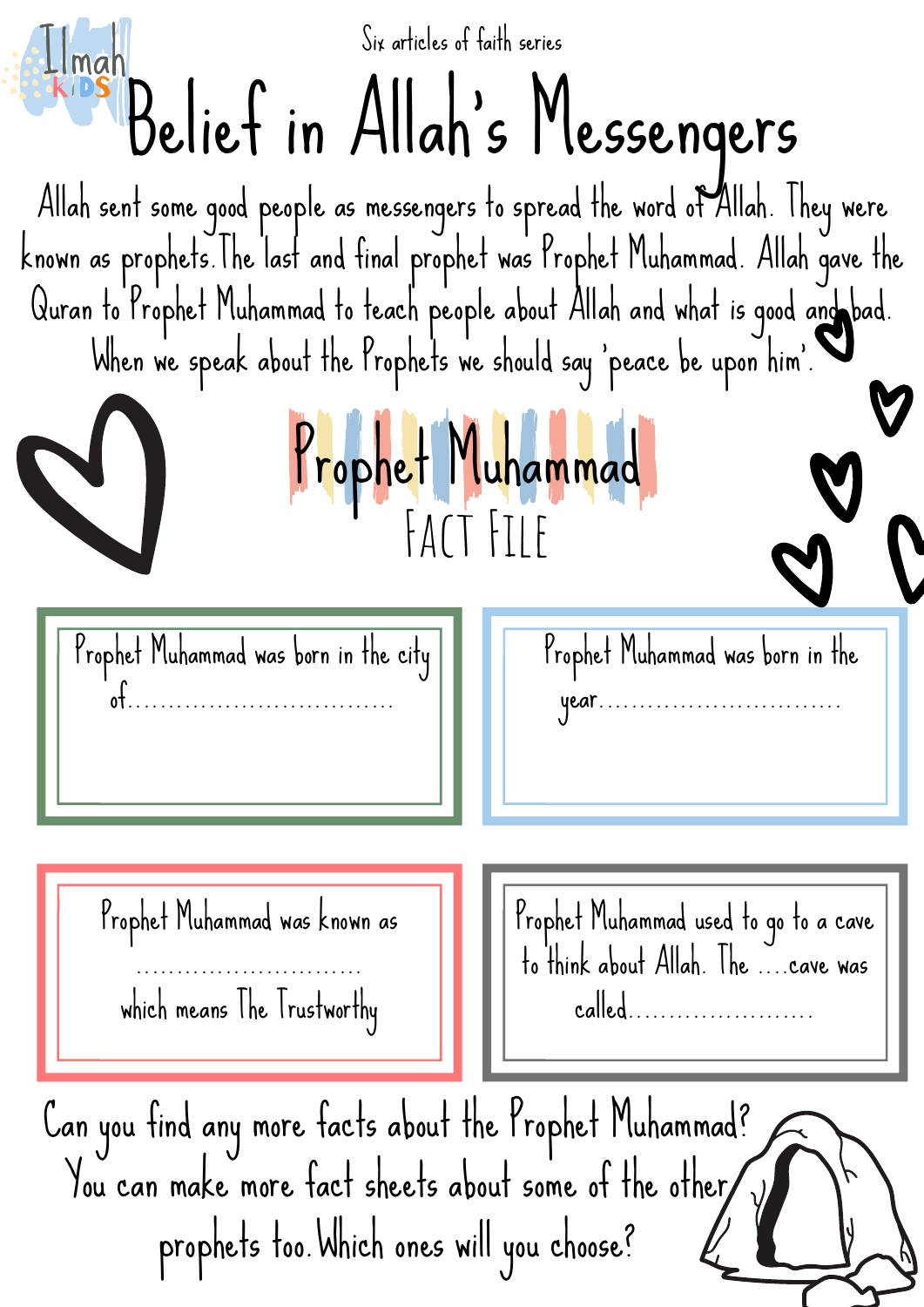Six articles of faith series

# Belief in Allah's Messengers

Allah sent some good people as messengers to spread the word of Allah. They were known as prophets. The last and final prophet was Prophet Muhammad. Allah gave the Quran to Prophet Muhammad to teach people about Allah and what is good and bad. When we speak about the Prophets we should say 'peace be upon him'.

## Prophet Muhammad

### FACT FILE

Prophet Muhammad was born in the city of.................................

Prophet Muhammad was born in the year..............................

Prophet Muhammad was known as ............................ which means The Trustworthy

Prophet Muhammad used to go to a cave to think about Allah. The ....cave was called.......................

Can you find any more facts about the Prophet Muhammad? You can make more fact sheets about some of the other prophets too. Which ones will you choose?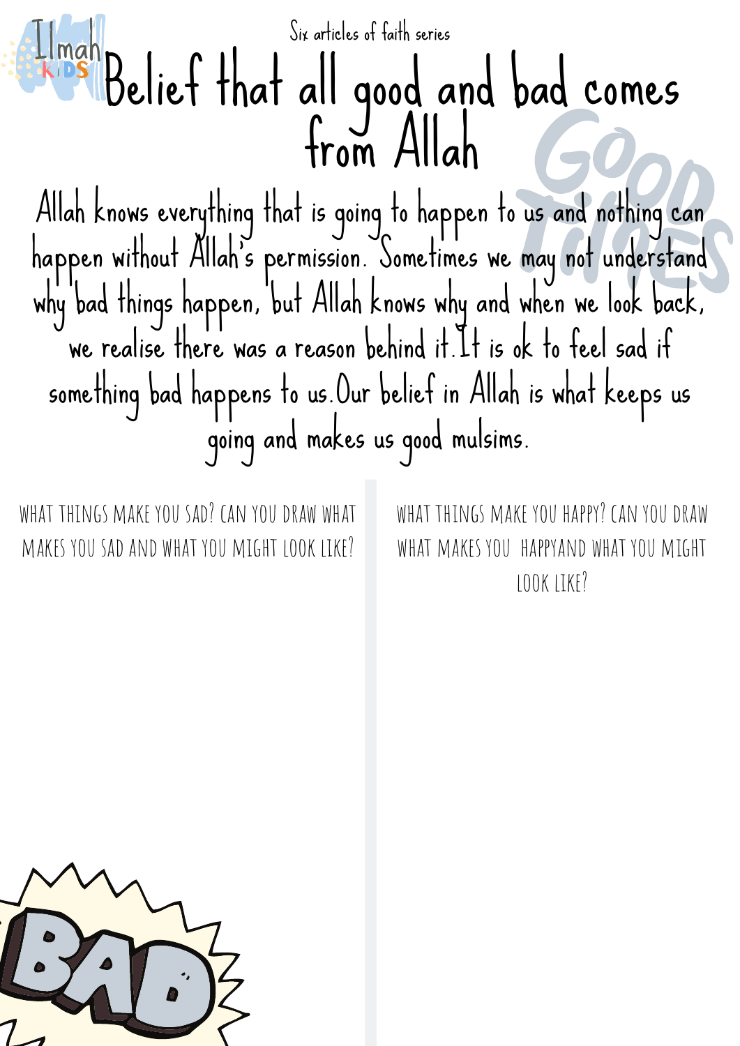Six articles of faith series

# Belief that all good and bad comes from Allah

Allah knows everything that is going to happen to us and nothing can happen without Allah's permission. Sometimes we may not understand why bad things happen, but Allah knows why and when we look back, we realise there was a reason behind it. It is ok to feel sad if something bad happens to us. Our belief in Allah is what keeps us going and makes us good mulsims.

WHAT THINGS MAKE YOU SAD? CAN YOU DRAW WHAT MAKES YOU SAD AND WHAT YOU MIGHT LOOK LIKE?

WHAT THINGS MAKE YOU HAPPY? CAN YOU DRAW WHAT MAKES YOU HAPPYAND WHAT YOU MIGHT LOOK LIKE?